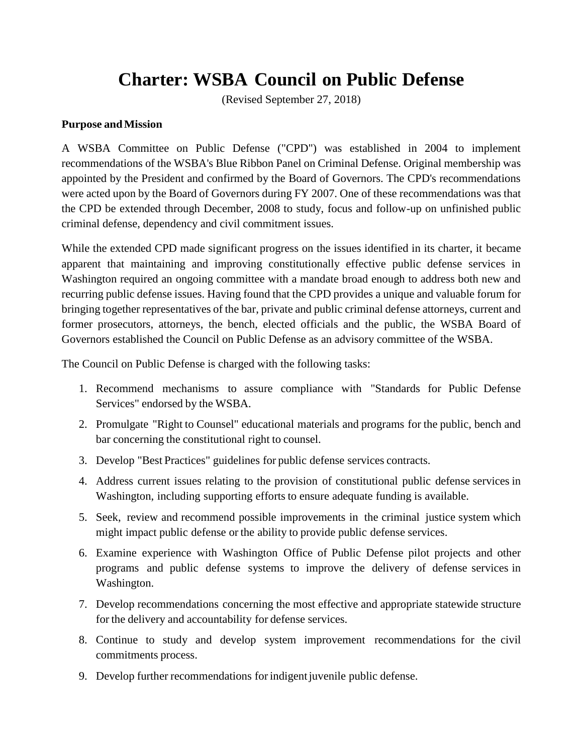# Charter: WSBA Council on Public Defense

(Revised September 27, 2018)

**Purpose and Mission**

A WSBA Committee on Public Defense ("CPD") was established in 2004 to implement recommendations of the WSBA's Blue Ribbon Panel on Criminal Defense. Original membership was appointed by the President and confirmed by the Board of Governors. The CPD's recommendations were acted upon by the Board of Governors during FY 2007. One of these recommendations was that the CPD be extended through December, 2008 to study, focus and follow-up on unfinished public criminal defense, dependency and civil commitment issues.

While the extended CPD made significant progress on the issues identified in its charter, it became apparent that maintaining and improving constitutionally effective public defense services in Washington required an ongoing committee with a mandate broad enough to address both new and recurring public defense issues. Having found that the CPD provides a unique and valuable forum for bringing together representatives of the bar, private and public criminal defense attorneys, current and former prosecutors, attorneys, the bench, elected officials and the public, the WSBA Board of Governors established the Council on Public Defense as an advisory committee of the WSBA.

The Council on Public Defense is charged with the following tasks:

1. Recommend mechanisms to assure compliance with "Standards for Public Defense Services" endorsed by the WSBA.
2. Promulgate "Right to Counsel" educational materials and programs for the public, bench and bar concerning the constitutional right to counsel.
3. Develop "Best Practices" guidelines for public defense services contracts.
4. Address current issues relating to the provision of constitutional public defense services in Washington, including supporting efforts to ensure adequate funding is available.
5. Seek, review and recommend possible improvements in the criminal justice system which might impact public defense or the ability to provide public defense services.
6. Examine experience with Washington Office of Public Defense pilot projects and other programs and public defense systems to improve the delivery of defense services in Washington.
7. Develop recommendations concerning the most effective and appropriate statewide structure for the delivery and accountability for defense services.
8. Continue to study and develop system improvement recommendations for the civil commitments process.
9. Develop further recommendations for indigent juvenile public defense.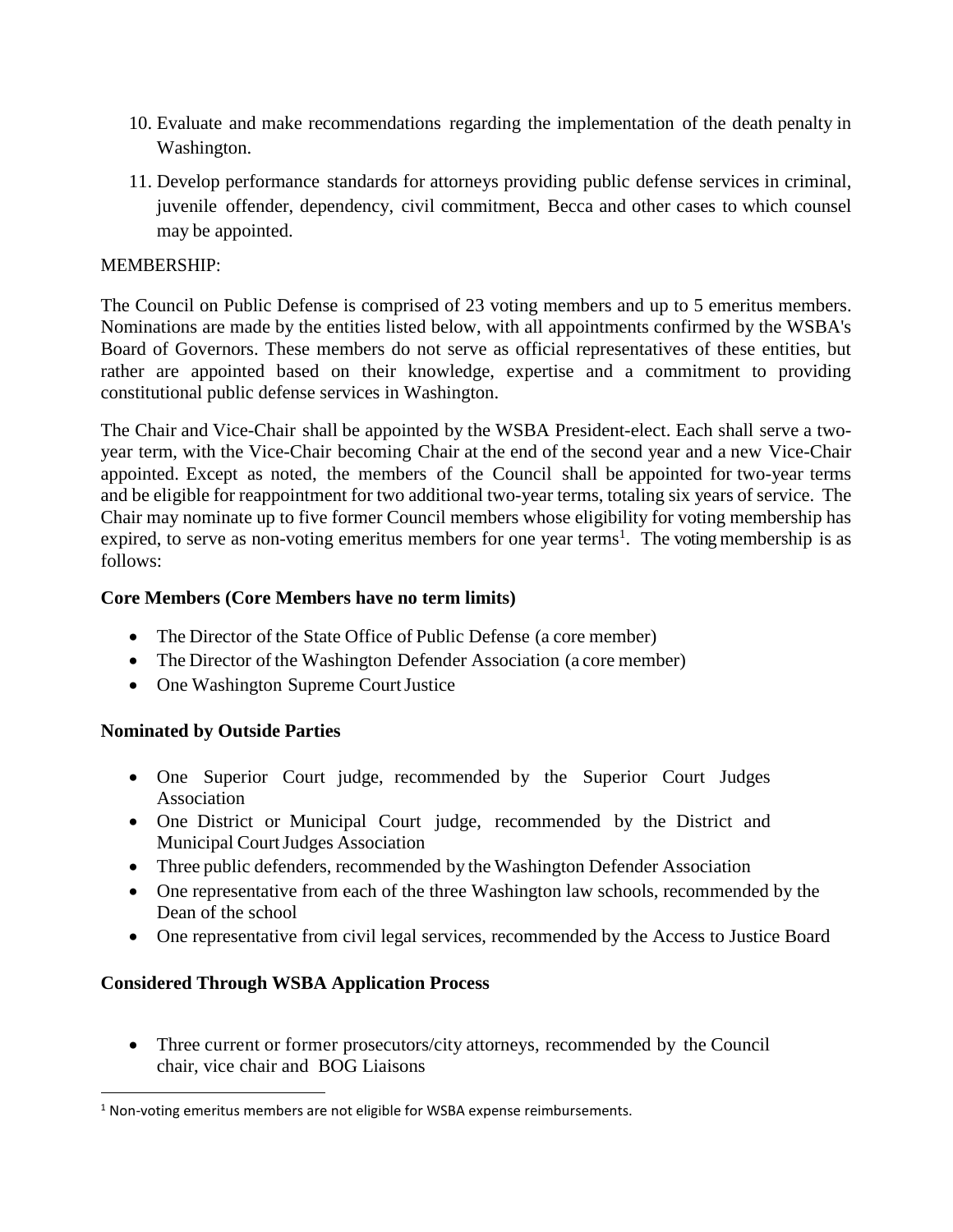10. Evaluate and make recommendations regarding the implementation of the death penalty in Washington.
11. Develop performance standards for attorneys providing public defense services in criminal, juvenile offender, dependency, civil commitment, Becca and other cases to which counsel may be appointed.

MEMBERSHIP:

The Council on Public Defense is comprised of 23 voting members and up to 5 emeritus members. Nominations are made by the entities listed below, with all appointments confirmed by the WSBA's Board of Governors. These members do not serve as official representatives of these entities, but rather are appointed based on their knowledge, expertise and a commitment to providing constitutional public defense services in Washington.

The Chair and Vice-Chair shall be appointed by the WSBA President-elect. Each shall serve a two-year term, with the Vice-Chair becoming Chair at the end of the second year and a new Vice-Chair appointed. Except as noted, the members of the Council shall be appointed for two-year terms and be eligible for reappointment for two additional two-year terms, totaling six years of service. The Chair may nominate up to five former Council members whose eligibility for voting membership has expired, to serve as non-voting emeritus members for one year terms[1]. The voting membership is as follows:

**Core Members (Core Members have no term limits)**

- The Director of the State Office of Public Defense (a core member)
- The Director of the Washington Defender Association (a core member)
- One Washington Supreme Court Justice

**Nominated by Outside Parties**

- One Superior Court judge, recommended by the Superior Court Judges Association
- One District or Municipal Court judge, recommended by the District and Municipal Court Judges Association
- Three public defenders, recommended by the Washington Defender Association
- One representative from each of the three Washington law schools, recommended by the Dean of the school
- One representative from civil legal services, recommended by the Access to Justice Board

**Considered Through WSBA Application Process**

- Three current or former prosecutors/city attorneys, recommended by the Council chair, vice chair and BOG Liaisons

[1] Non-voting emeritus members are not eligible for WSBA expense reimbursements.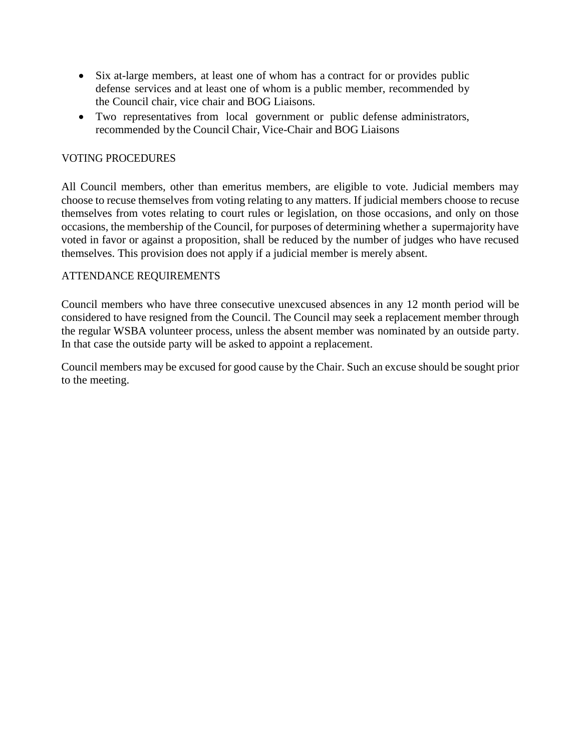- Six at-large members, at least one of whom has a contract for or provides public defense services and at least one of whom is a public member, recommended by the Council chair, vice chair and BOG Liaisons.
- Two representatives from local government or public defense administrators, recommended by the Council Chair, Vice-Chair and BOG Liaisons

## VOTING PROCEDURES

All Council members, other than emeritus members, are eligible to vote. Judicial members may choose to recuse themselves from voting relating to any matters. If judicial members choose to recuse themselves from votes relating to court rules or legislation, on those occasions, and only on those occasions, the membership of the Council, for purposes of determining whether a supermajority have voted in favor or against a proposition, shall be reduced by the number of judges who have recused themselves. This provision does not apply if a judicial member is merely absent.

## ATTENDANCE REQUIREMENTS

Council members who have three consecutive unexcused absences in any 12 month period will be considered to have resigned from the Council. The Council may seek a replacement member through the regular WSBA volunteer process, unless the absent member was nominated by an outside party. In that case the outside party will be asked to appoint a replacement.

Council members may be excused for good cause by the Chair. Such an excuse should be sought prior to the meeting.